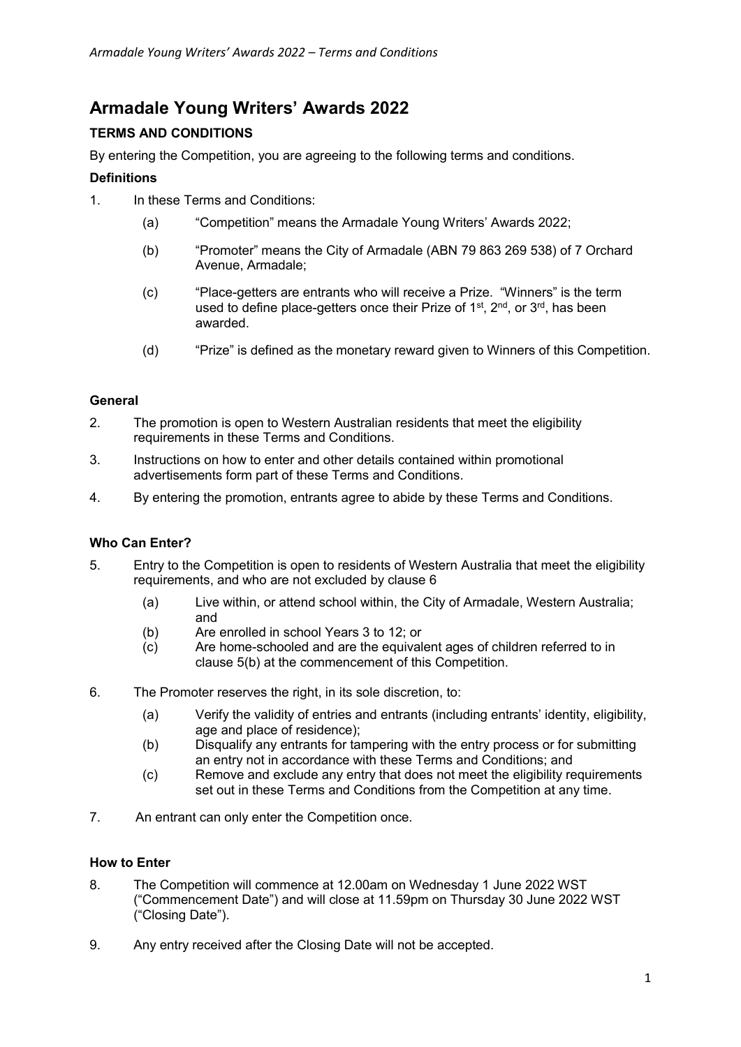# Armadale Young Writers' Awards 2022

## TERMS AND CONDITIONS

By entering the Competition, you are agreeing to the following terms and conditions.

### Definitions

1. In these Terms and Conditions:
   (a) "Competition" means the Armadale Young Writers' Awards 2022;

   (b) "Promoter" means the City of Armadale (ABN 79 863 269 538) of 7 Orchard Avenue, Armadale;

   (c) "Place-getters are entrants who will receive a Prize. "Winners" is the term used to define place-getters once their Prize of 1st, 2nd, or 3rd, has been awarded.

   (d) "Prize" is defined as the monetary reward given to Winners of this Competition.

### General

2. The promotion is open to Western Australian residents that meet the eligibility requirements in these Terms and Conditions.
3. Instructions on how to enter and other details contained within promotional advertisements form part of these Terms and Conditions.
4. By entering the promotion, entrants agree to abide by these Terms and Conditions.

### Who Can Enter?

5. Entry to the Competition is open to residents of Western Australia that meet the eligibility requirements, and who are not excluded by clause 6
   (a) Live within, or attend school within, the City of Armadale, Western Australia; and
   (b) Are enrolled in school Years 3 to 12; or
   (c) Are home-schooled and are the equivalent ages of children referred to in clause 5(b) at the commencement of this Competition.

6. The Promoter reserves the right, in its sole discretion, to:
   (a) Verify the validity of entries and entrants (including entrants' identity, eligibility, age and place of residence);
   (b) Disqualify any entrants for tampering with the entry process or for submitting an entry not in accordance with these Terms and Conditions; and
   (c) Remove and exclude any entry that does not meet the eligibility requirements set out in these Terms and Conditions from the Competition at any time.

7. An entrant can only enter the Competition once.

### How to Enter

8. The Competition will commence at 12.00am on Wednesday 1 June 2022 WST ("Commencement Date") and will close at 11.59pm on Thursday 30 June 2022 WST ("Closing Date").

9. Any entry received after the Closing Date will not be accepted.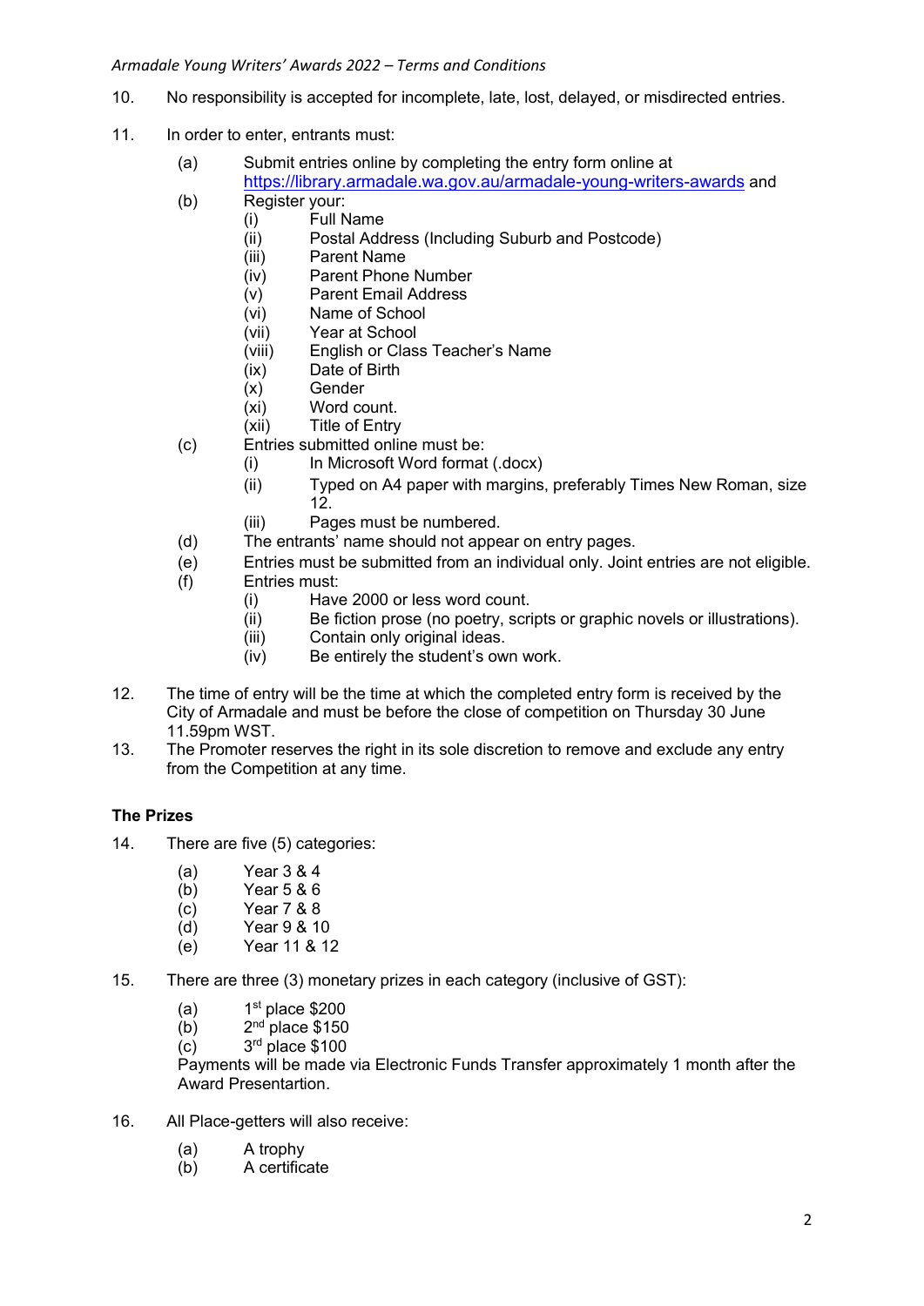10. No responsibility is accepted for incomplete, late, lost, delayed, or misdirected entries.

11. In order to enter, entrants must:

    (a) Submit entries online by completing the entry form online at [https://library.armadale.wa.gov.au/armadale-young-writers-awards](https://library.armadale.wa.gov.au/armadale-young-writers-awards) and

    (b) Register your:
    - (i) Full Name
    - (ii) Postal Address (Including Suburb and Postcode)
    - (iii) Parent Name
    - (iv) Parent Phone Number
    - (v) Parent Email Address
    - (vi) Name of School
    - (vii) Year at School
    - (viii) English or Class Teacher's Name
    - (ix) Date of Birth
    - (x) Gender
    - (xi) Word count.
    - (xii) Title of Entry

    (c) Entries submitted online must be:
    - (i) In Microsoft Word format (.docx)
    - (ii) Typed on A4 paper with margins, preferably Times New Roman, size 12.
    - (iii) Pages must be numbered.

    (d) The entrants' name should not appear on entry pages.

    (e) Entries must be submitted from an individual only. Joint entries are not eligible.

    (f) Entries must:
    - (i) Have 2000 or less word count.
    - (ii) Be fiction prose (no poetry, scripts or graphic novels or illustrations).
    - (iii) Contain only original ideas.
    - (iv) Be entirely the student's own work.

12. The time of entry will be the time at which the completed entry form is received by the City of Armadale and must be before the close of competition on Thursday 30 June 11.59pm WST.

13. The Promoter reserves the right in its sole discretion to remove and exclude any entry from the Competition at any time.

**The Prizes**

14. There are five (5) categories:

    (a) Year 3 & 4

    (b) Year 5 & 6

    (c) Year 7 & 8

    (d) Year 9 & 10

    (e) Year 11 & 12

15. There are three (3) monetary prizes in each category (inclusive of GST):

    (a) 1st place $200

    (b) 2nd place $150

    (c) 3rd place $100

    Payments will be made via Electronic Funds Transfer approximately 1 month after the Award Presentartion.

16. All Place-getters will also receive:

    (a) A trophy

    (b) A certificate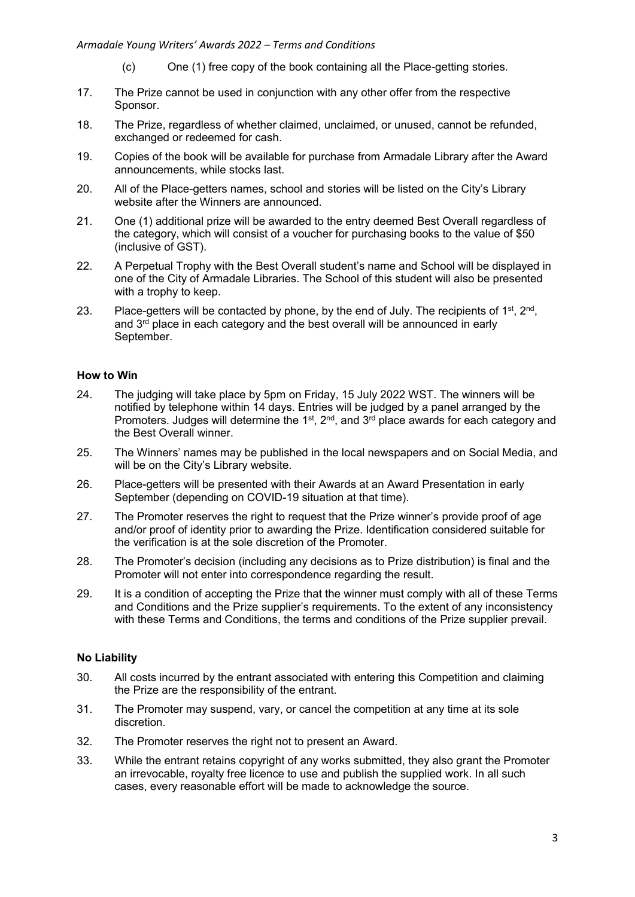(c) One (1) free copy of the book containing all the Place-getting stories.

17. The Prize cannot be used in conjunction with any other offer from the respective Sponsor.

18. The Prize, regardless of whether claimed, unclaimed, or unused, cannot be refunded, exchanged or redeemed for cash.

19. Copies of the book will be available for purchase from Armadale Library after the Award announcements, while stocks last.

20. All of the Place-getters names, school and stories will be listed on the City's Library website after the Winners are announced.

21. One (1) additional prize will be awarded to the entry deemed Best Overall regardless of the category, which will consist of a voucher for purchasing books to the value of $50 (inclusive of GST).

22. A Perpetual Trophy with the Best Overall student's name and School will be displayed in one of the City of Armadale Libraries. The School of this student will also be presented with a trophy to keep.

23. Place-getters will be contacted by phone, by the end of July. The recipients of 1st, 2nd, and 3rd place in each category and the best overall will be announced in early September.

**How to Win**

24. The judging will take place by 5pm on Friday, 15 July 2022 WST. The winners will be notified by telephone within 14 days. Entries will be judged by a panel arranged by the Promoters. Judges will determine the 1st, 2nd, and 3rd place awards for each category and the Best Overall winner.

25. The Winners' names may be published in the local newspapers and on Social Media, and will be on the City's Library website.

26. Place-getters will be presented with their Awards at an Award Presentation in early September (depending on COVID-19 situation at that time).

27. The Promoter reserves the right to request that the Prize winner's provide proof of age and/or proof of identity prior to awarding the Prize. Identification considered suitable for the verification is at the sole discretion of the Promoter.

28. The Promoter's decision (including any decisions as to Prize distribution) is final and the Promoter will not enter into correspondence regarding the result.

29. It is a condition of accepting the Prize that the winner must comply with all of these Terms and Conditions and the Prize supplier's requirements. To the extent of any inconsistency with these Terms and Conditions, the terms and conditions of the Prize supplier prevail.

**No Liability**

30. All costs incurred by the entrant associated with entering this Competition and claiming the Prize are the responsibility of the entrant.

31. The Promoter may suspend, vary, or cancel the competition at any time at its sole discretion.

32. The Promoter reserves the right not to present an Award.

33. While the entrant retains copyright of any works submitted, they also grant the Promoter an irrevocable, royalty free licence to use and publish the supplied work. In all such cases, every reasonable effort will be made to acknowledge the source.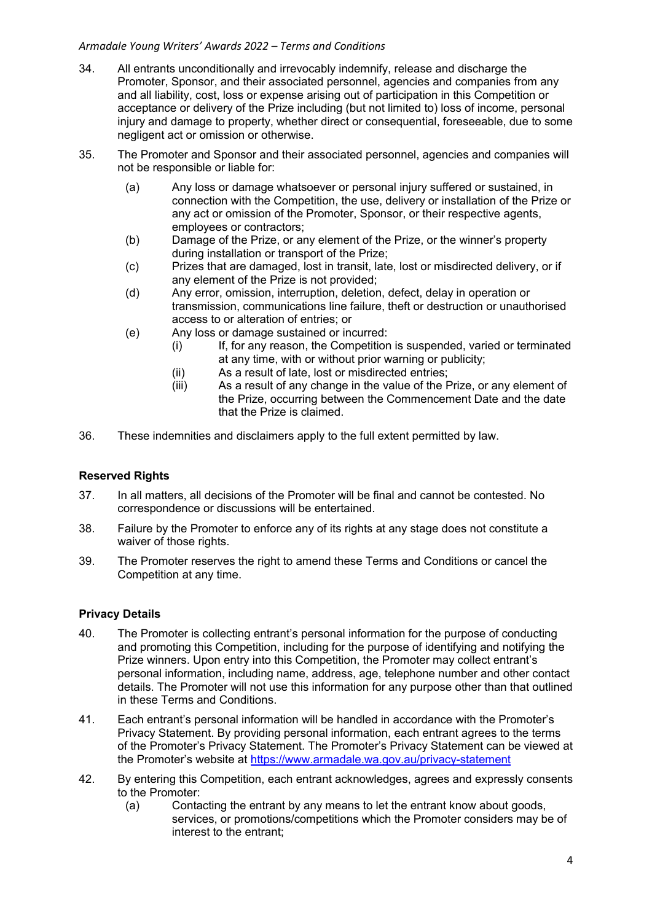34. All entrants unconditionally and irrevocably indemnify, release and discharge the Promoter, Sponsor, and their associated personnel, agencies and companies from any and all liability, cost, loss or expense arising out of participation in this Competition or acceptance or delivery of the Prize including (but not limited to) loss of income, personal injury and damage to property, whether direct or consequential, foreseeable, due to some negligent act or omission or otherwise.

35. The Promoter and Sponsor and their associated personnel, agencies and companies will not be responsible or liable for:
    - (a) Any loss or damage whatsoever or personal injury suffered or sustained, in connection with the Competition, the use, delivery or installation of the Prize or any act or omission of the Promoter, Sponsor, or their respective agents, employees or contractors;
    - (b) Damage of the Prize, or any element of the Prize, or the winner's property during installation or transport of the Prize;
    - (c) Prizes that are damaged, lost in transit, late, lost or misdirected delivery, or if any element of the Prize is not provided;
    - (d) Any error, omission, interruption, deletion, defect, delay in operation or transmission, communications line failure, theft or destruction or unauthorised access to or alteration of entries; or
    - (e) Any loss or damage sustained or incurred:
        - (i) If, for any reason, the Competition is suspended, varied or terminated at any time, with or without prior warning or publicity;
        - (ii) As a result of late, lost or misdirected entries;
        - (iii) As a result of any change in the value of the Prize, or any element of the Prize, occurring between the Commencement Date and the date that the Prize is claimed.

36. These indemnities and disclaimers apply to the full extent permitted by law.

**Reserved Rights**

37. In all matters, all decisions of the Promoter will be final and cannot be contested. No correspondence or discussions will be entertained.

38. Failure by the Promoter to enforce any of its rights at any stage does not constitute a waiver of those rights.

39. The Promoter reserves the right to amend these Terms and Conditions or cancel the Competition at any time.

**Privacy Details**

40. The Promoter is collecting entrant's personal information for the purpose of conducting and promoting this Competition, including for the purpose of identifying and notifying the Prize winners. Upon entry into this Competition, the Promoter may collect entrant's personal information, including name, address, age, telephone number and other contact details. The Promoter will not use this information for any purpose other than that outlined in these Terms and Conditions.

41. Each entrant's personal information will be handled in accordance with the Promoter's Privacy Statement. By providing personal information, each entrant agrees to the terms of the Promoter's Privacy Statement. The Promoter's Privacy Statement can be viewed at the Promoter's website at [https://www.armadale.wa.gov.au/privacy-statement](https://www.armadale.wa.gov.au/privacy-statement)

42. By entering this Competition, each entrant acknowledges, agrees and expressly consents to the Promoter:
    - (a) Contacting the entrant by any means to let the entrant know about goods, services, or promotions/competitions which the Promoter considers may be of interest to the entrant;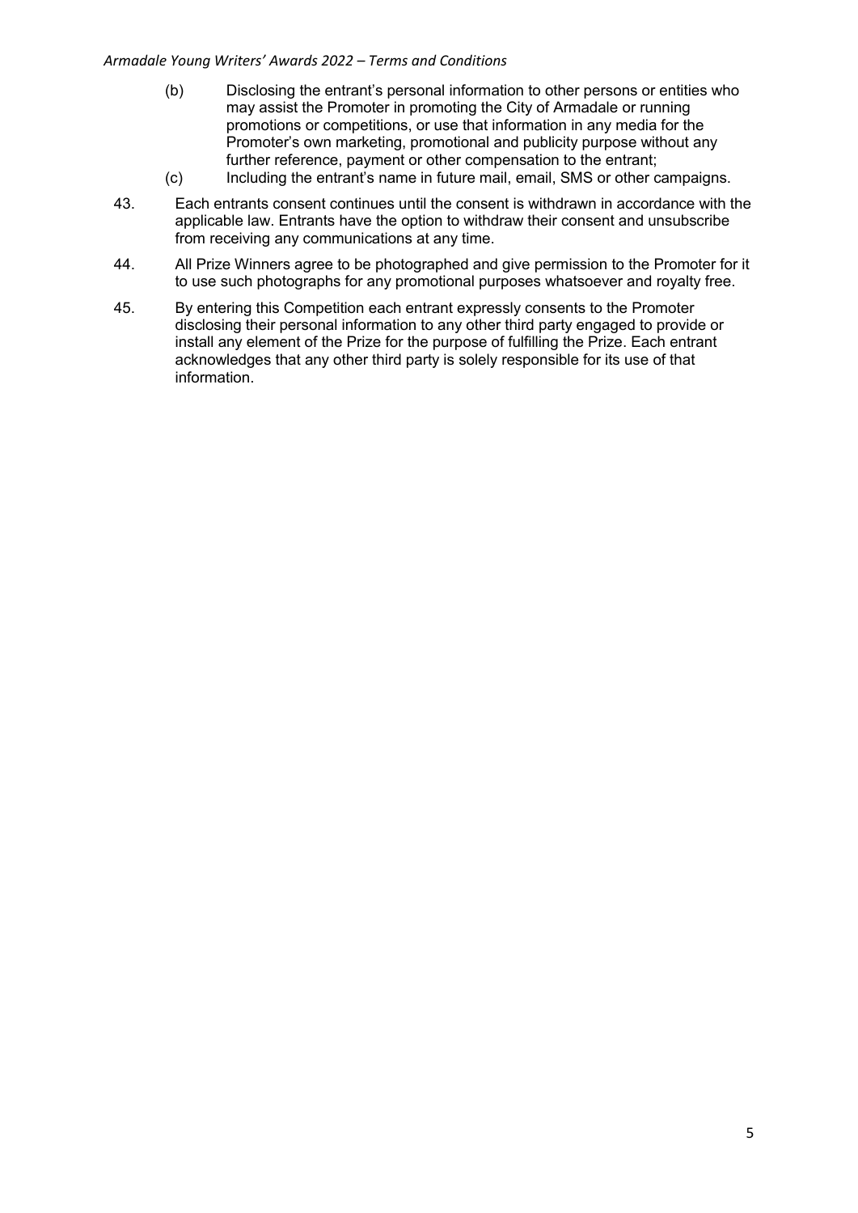(b) Disclosing the entrant's personal information to other persons or entities who may assist the Promoter in promoting the City of Armadale or running promotions or competitions, or use that information in any media for the Promoter's own marketing, promotional and publicity purpose without any further reference, payment or other compensation to the entrant;

(c) Including the entrant's name in future mail, email, SMS or other campaigns.

43. Each entrants consent continues until the consent is withdrawn in accordance with the applicable law. Entrants have the option to withdraw their consent and unsubscribe from receiving any communications at any time.

44. All Prize Winners agree to be photographed and give permission to the Promoter for it to use such photographs for any promotional purposes whatsoever and royalty free.

45. By entering this Competition each entrant expressly consents to the Promoter disclosing their personal information to any other third party engaged to provide or install any element of the Prize for the purpose of fulfilling the Prize. Each entrant acknowledges that any other third party is solely responsible for its use of that information.